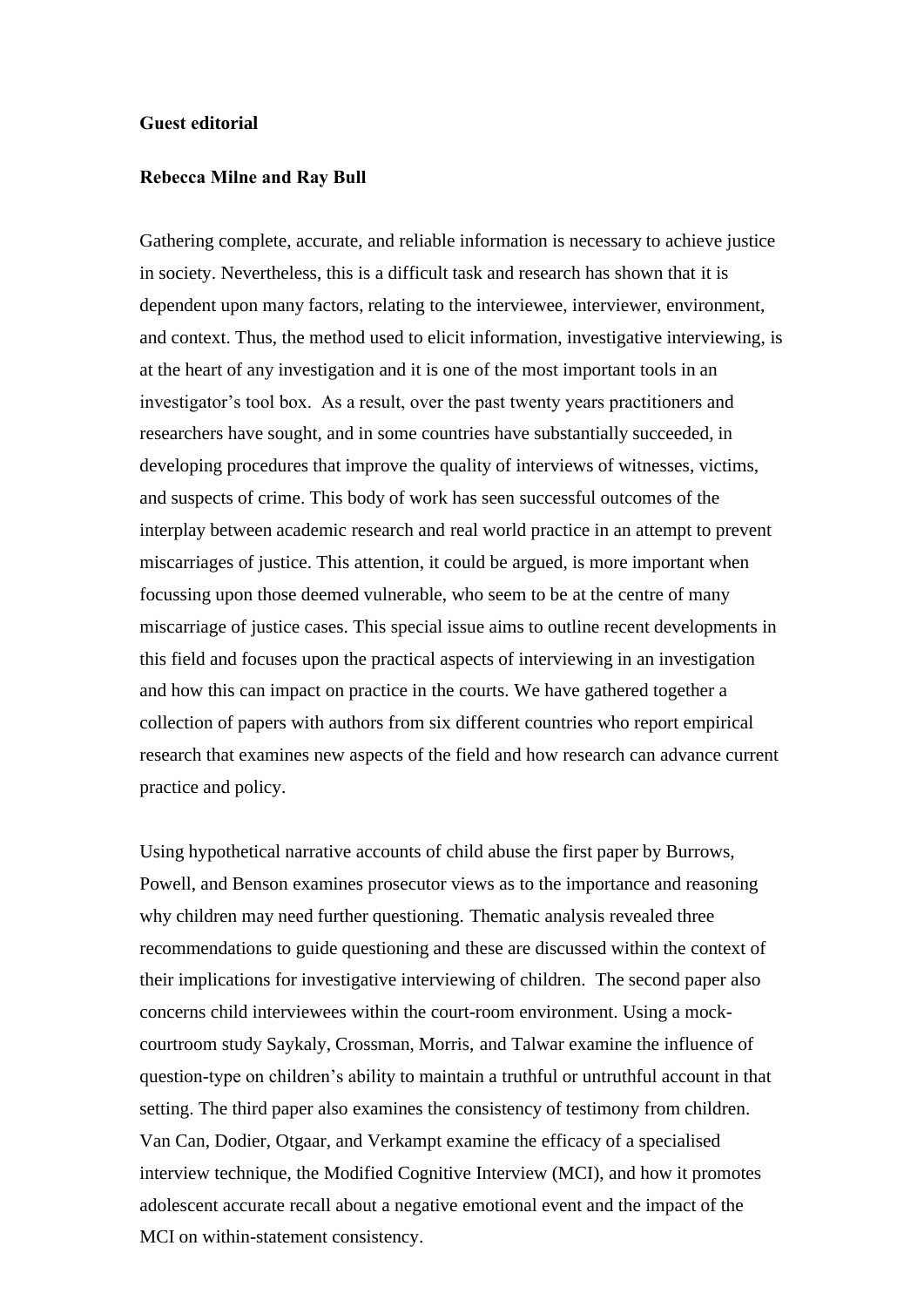**Guest editorial**

**Rebecca Milne and Ray Bull**

Gathering complete, accurate, and reliable information is necessary to achieve justice in society. Nevertheless, this is a difficult task and research has shown that it is dependent upon many factors, relating to the interviewee, interviewer, environment, and context. Thus, the method used to elicit information, investigative interviewing, is at the heart of any investigation and it is one of the most important tools in an investigator's tool box. As a result, over the past twenty years practitioners and researchers have sought, and in some countries have substantially succeeded, in developing procedures that improve the quality of interviews of witnesses, victims, and suspects of crime. This body of work has seen successful outcomes of the interplay between academic research and real world practice in an attempt to prevent miscarriages of justice. This attention, it could be argued, is more important when focussing upon those deemed vulnerable, who seem to be at the centre of many miscarriage of justice cases. This special issue aims to outline recent developments in this field and focuses upon the practical aspects of interviewing in an investigation and how this can impact on practice in the courts. We have gathered together a collection of papers with authors from six different countries who report empirical research that examines new aspects of the field and how research can advance current practice and policy.

Using hypothetical narrative accounts of child abuse the first paper by Burrows, Powell, and Benson examines prosecutor views as to the importance and reasoning why children may need further questioning. Thematic analysis revealed three recommendations to guide questioning and these are discussed within the context of their implications for investigative interviewing of children. The second paper also concerns child interviewees within the court-room environment. Using a mock-courtroom study Saykaly, Crossman, Morris, and Talwar examine the influence of question-type on children's ability to maintain a truthful or untruthful account in that setting. The third paper also examines the consistency of testimony from children. Van Can, Dodier, Otgaar, and Verkampt examine the efficacy of a specialised interview technique, the Modified Cognitive Interview (MCI), and how it promotes adolescent accurate recall about a negative emotional event and the impact of the MCI on within-statement consistency.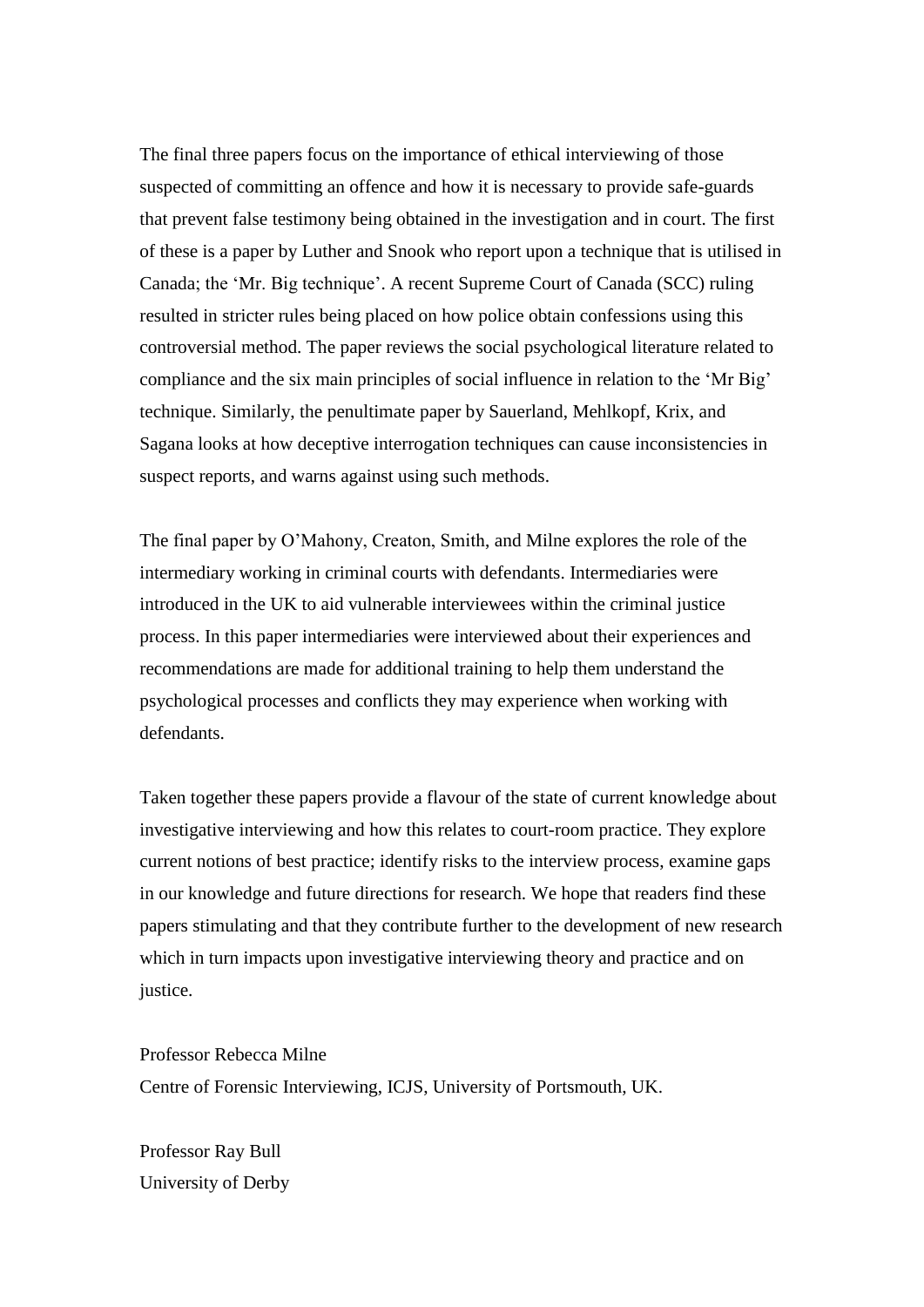The final three papers focus on the importance of ethical interviewing of those suspected of committing an offence and how it is necessary to provide safe-guards that prevent false testimony being obtained in the investigation and in court. The first of these is a paper by Luther and Snook who report upon a technique that is utilised in Canada; the 'Mr. Big technique'. A recent Supreme Court of Canada (SCC) ruling resulted in stricter rules being placed on how police obtain confessions using this controversial method. The paper reviews the social psychological literature related to compliance and the six main principles of social influence in relation to the 'Mr Big' technique. Similarly, the penultimate paper by Sauerland, Mehlkopf, Krix, and Sagana looks at how deceptive interrogation techniques can cause inconsistencies in suspect reports, and warns against using such methods.

The final paper by O'Mahony, Creaton, Smith, and Milne explores the role of the intermediary working in criminal courts with defendants. Intermediaries were introduced in the UK to aid vulnerable interviewees within the criminal justice process. In this paper intermediaries were interviewed about their experiences and recommendations are made for additional training to help them understand the psychological processes and conflicts they may experience when working with defendants.

Taken together these papers provide a flavour of the state of current knowledge about investigative interviewing and how this relates to court-room practice. They explore current notions of best practice; identify risks to the interview process, examine gaps in our knowledge and future directions for research. We hope that readers find these papers stimulating and that they contribute further to the development of new research which in turn impacts upon investigative interviewing theory and practice and on justice.

Professor Rebecca Milne
Centre of Forensic Interviewing, ICJS, University of Portsmouth, UK.

Professor Ray Bull
University of Derby